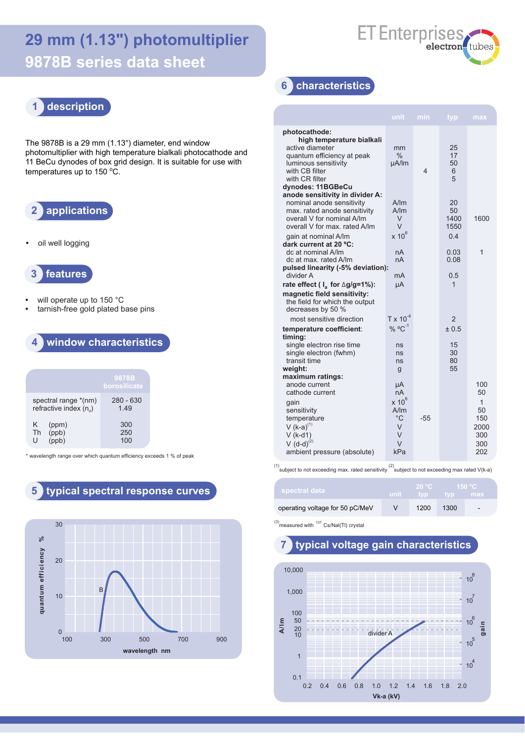# 29 mm (1.13") photomultiplier
# 9878B series data sheet

ET Enterprises electron tubes

## 1 description

The 9878B is a 29 mm (1.13") diameter, end window photomultiplier with high temperature bialkali photocathode and 11 BeCu dynodes of box grid design. It is suitable for use with temperatures up to 150 °C.

## 2 applications

- oil well logging

## 3 features

- will operate up to 150 °C
- tarnish-free gold plated base pins

## 4 window characteristics

| | 9878B borosilicate |
|---|---|
| spectral range *(nm) | 280 - 630 |
| refractive index ($n_d$) | 1.49 |
| K (ppm) | 300 |
| Th (ppb) | 250 |
| U (ppb) | 100 |

\* wavelength range over which quantum efficiency exceeds 1 % of peak

## 5 typical spectral response curves

(graph: quantum efficiency % vs wavelength nm, curve B)

## 6 characteristics

| | unit | min | typ | max |
|---|---|---|---|---|
| **photocathode:** high temperature bialkali | | | | |
| active diameter | mm | | 25 | |
| quantum efficiency at peak | % | | 17 | |
| luminous sensitivity | µA/lm | | 50 | |
| with CB filter | | 4 | 6 | |
| with CR filter | | | 5 | |
| **dynodes: 11BGBeCu** | | | | |
| **anode sensitivity in divider A:** | | | | |
| nominal anode sensitivity | A/lm | | 20 | |
| max. rated anode sensitivity | A/lm | | 50 | |
| overall V for nominal A/lm | V | | 1400 | 1600 |
| overall V for max. rated A/lm | V | | 1550 | |
| gain at nominal A/lm | x $10^6$ | | 0.4 | |
| **dark current at 20 ºC:** | | | | |
| dc at nominal A/lm | nA | | 0.03 | 1 |
| dc at max. rated A/lm | nA | | 0.08 | |
| **pulsed linearity (-5% deviation):** | | | | |
| divider A | mA | | 0.5 | |
| **rate effect ( $I_a$ for Δg/g=1%):** | µA | | 1 | |
| **magnetic field sensitivity:** the field for which the output decreases by 50 % | | | | |
| most sensitive direction | T x $10^{-4}$ | | 2 | |
| **temperature coefficient:** | % ºC$^{-1}$ | | ± 0.5 | |
| **timing:** | | | | |
| single electron rise time | ns | | 15 | |
| single electron (fwhm) | ns | | 30 | |
| transit time | ns | | 80 | |
| **weight:** | g | | 55 | |
| **maximum ratings:** | | | | |
| anode current | µA | | | 100 |
| cathode current | nA | | | 50 |
| gain | x $10^6$ | | | 1 |
| sensitivity | A/lm | | | 50 |
| temperature | °C | -55 | | 150 |
| V (k-a)(1) | V | | | 2000 |
| V (k-d1) | V | | | 300 |
| V (d-d)(2) | V | | | 300 |
| ambient pressure (absolute) | kPa | | | 202 |

(1) subject to not exceeding max. rated sensitivity (2) subject to not exceeding max rated V(k-a)

| spectral data | unit | 20 °C typ | 150 °C typ | 150 °C max |
|---|---|---|---|---|
| operating voltage for 50 pC/MeV | V | 1200 | 1300 | - |

(3) measured with $^{137}$Cs/NaI(Tl) crystal

## 7 typical voltage gain characteristics

(graph: A/lm and gain vs Vk-a (kV), divider A)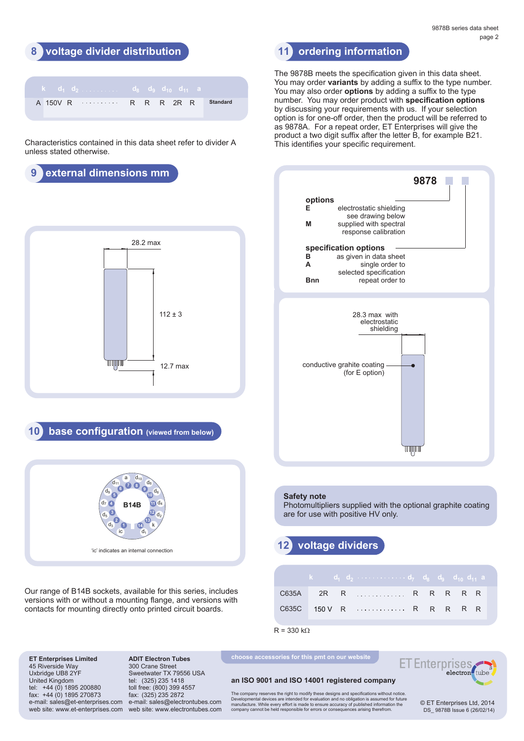## 8 voltage divider distribution

| k | $d_1$ | $d_2$ | .......... | $d_8$ | $d_9$ | $d_{10}$ | $d_{11}$ | a | |
|---|---|---|---|---|---|---|---|---|---|
| A | 150V | R | .......... | R | R | R | 2R | R | Standard |

Characteristics contained in this data sheet refer to divider A unless stated otherwise.

## 9 external dimensions mm

28.2 max

112 ± 3

12.7 max

## 10 base configuration (viewed from below)

B14B

a, $d_{10}$, $d_8$, $d_6$, $d_4$, $d_2$, k, $d_1$, ic, $d_3$, $d_5$, $d_7$, $d_9$, $d_{11}$

1, 2, 3, 4, 5, 6, 7, 8, 9, 10, 11, 12, 13, 14

'ic' indicates an internal connection

Our range of B14B sockets, available for this series, includes versions with or without a mounting flange, and versions with contacts for mounting directly onto printed circuit boards.

## 11 ordering information

The 9878B meets the specification given in this data sheet. You may order **variants** by adding a suffix to the type number. You may also order **options** by adding a suffix to the type number. You may order product with **specification options** by discussing your requirements with us. If your selection option is for one-off order, then the product will be referred to as 9878A. For a repeat order, ET Enterprises will give the product a two digit suffix after the letter B, for example B21. This identifies your specific requirement.

**9878**

**options**

**E** electrostatic shielding see drawing below

**M** supplied with spectral response calibration

**specification options**

**B** as given in data sheet

**A** single order to selected specification

**Bnn** repeat order to

28.3 max with electrostatic shielding

conductive grahite coating (for E option)

**Safety note**

Photomultipliers supplied with the optional graphite coating are for use with positive HV only.

## 12 voltage dividers

| | k | $d_1$ | $d_2$ | ............. | $d_7$ | $d_8$ | $d_9$ | $d_{10}$ | $d_{11}$ | a |
|---|---|---|---|---|---|---|---|---|---|---|
| C635A | 2R | R | | ............. | | R | R | R | R | R |
| C635C | 150 V | R | | ............. | | R | R | R | R | R |

R = 330 kΩ

**ET Enterprises Limited**
45 Riverside Way
Uxbridge UB8 2YF
United Kingdom
tel: +44 (0) 1895 200880
fax: +44 (0) 1895 270873
e-mail: sales@et-enterprises.com
web site: www.et-enterprises.com

**ADIT Electron Tubes**
300 Crane Street
Sweetwater TX 79556 USA
tel: (325) 235 1418
toll free: (800) 399 4557
fax: (325) 235 2872
e-mail: sales@electrontubes.com
web site: www.electrontubes.com

choose accessories for this pmt on our website

**an ISO 9001 and ISO 14001 registered company**

The company reserves the right to modify these designs and specifications without notice. Developmental devices are intended for evaluation and no obligation is assumed for future manufacture. While every effort is made to ensure accuracy of published information the company cannot be held responsible for errors or consequences arising therefrom.

ET Enterprises electron tube

© ET Enterprises Ltd, 2014
DS_ 9878B Issue 6 (26/02/14)